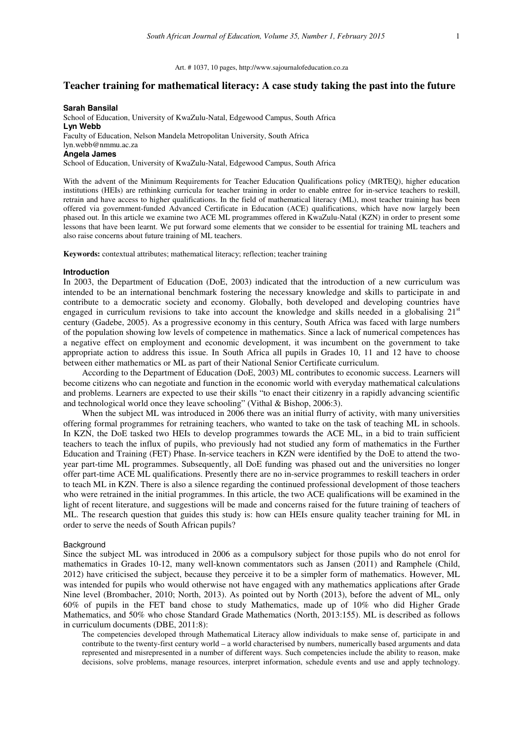Art. # 1037, 10 pages, http://www.sajournalofeducation.co.za

# Teacher training for mathematical literacy: A case study taking the past into the future

**Sarah Bansilal**
School of Education, University of KwaZulu-Natal, Edgewood Campus, South Africa
**Lyn Webb**
Faculty of Education, Nelson Mandela Metropolitan University, South Africa
lyn.webb@nmmu.ac.za
**Angela James**
School of Education, University of KwaZulu-Natal, Edgewood Campus, South Africa

With the advent of the Minimum Requirements for Teacher Education Qualifications policy (MRTEQ), higher education institutions (HEIs) are rethinking curricula for teacher training in order to enable entree for in-service teachers to reskill, retrain and have access to higher qualifications. In the field of mathematical literacy (ML), most teacher training has been offered via government-funded Advanced Certificate in Education (ACE) qualifications, which have now largely been phased out. In this article we examine two ACE ML programmes offered in KwaZulu-Natal (KZN) in order to present some lessons that have been learnt. We put forward some elements that we consider to be essential for training ML teachers and also raise concerns about future training of ML teachers.

**Keywords:** contextual attributes; mathematical literacy; reflection; teacher training

## Introduction

In 2003, the Department of Education (DoE, 2003) indicated that the introduction of a new curriculum was intended to be an international benchmark fostering the necessary knowledge and skills to participate in and contribute to a democratic society and economy. Globally, both developed and developing countries have engaged in curriculum revisions to take into account the knowledge and skills needed in a globalising 21st century (Gadebe, 2005). As a progressive economy in this century, South Africa was faced with large numbers of the population showing low levels of competence in mathematics. Since a lack of numerical competences has a negative effect on employment and economic development, it was incumbent on the government to take appropriate action to address this issue. In South Africa all pupils in Grades 10, 11 and 12 have to choose between either mathematics or ML as part of their National Senior Certificate curriculum.

According to the Department of Education (DoE, 2003) ML contributes to economic success. Learners will become citizens who can negotiate and function in the economic world with everyday mathematical calculations and problems. Learners are expected to use their skills "to enact their citizenry in a rapidly advancing scientific and technological world once they leave schooling" (Vithal & Bishop, 2006:3).

When the subject ML was introduced in 2006 there was an initial flurry of activity, with many universities offering formal programmes for retraining teachers, who wanted to take on the task of teaching ML in schools. In KZN, the DoE tasked two HEIs to develop programmes towards the ACE ML, in a bid to train sufficient teachers to teach the influx of pupils, who previously had not studied any form of mathematics in the Further Education and Training (FET) Phase. In-service teachers in KZN were identified by the DoE to attend the two-year part-time ML programmes. Subsequently, all DoE funding was phased out and the universities no longer offer part-time ACE ML qualifications. Presently there are no in-service programmes to reskill teachers in order to teach ML in KZN. There is also a silence regarding the continued professional development of those teachers who were retrained in the initial programmes. In this article, the two ACE qualifications will be examined in the light of recent literature, and suggestions will be made and concerns raised for the future training of teachers of ML. The research question that guides this study is: how can HEIs ensure quality teacher training for ML in order to serve the needs of South African pupils?

### Background

Since the subject ML was introduced in 2006 as a compulsory subject for those pupils who do not enrol for mathematics in Grades 10-12, many well-known commentators such as Jansen (2011) and Ramphele (Child, 2012) have criticised the subject, because they perceive it to be a simpler form of mathematics. However, ML was intended for pupils who would otherwise not have engaged with any mathematics applications after Grade Nine level (Brombacher, 2010; North, 2013). As pointed out by North (2013), before the advent of ML, only 60% of pupils in the FET band chose to study Mathematics, made up of 10% who did Higher Grade Mathematics, and 50% who chose Standard Grade Mathematics (North, 2013:155). ML is described as follows in curriculum documents (DBE, 2011:8):

> The competencies developed through Mathematical Literacy allow individuals to make sense of, participate in and contribute to the twenty-first century world – a world characterised by numbers, numerically based arguments and data represented and misrepresented in a number of different ways. Such competencies include the ability to reason, make decisions, solve problems, manage resources, interpret information, schedule events and use and apply technology.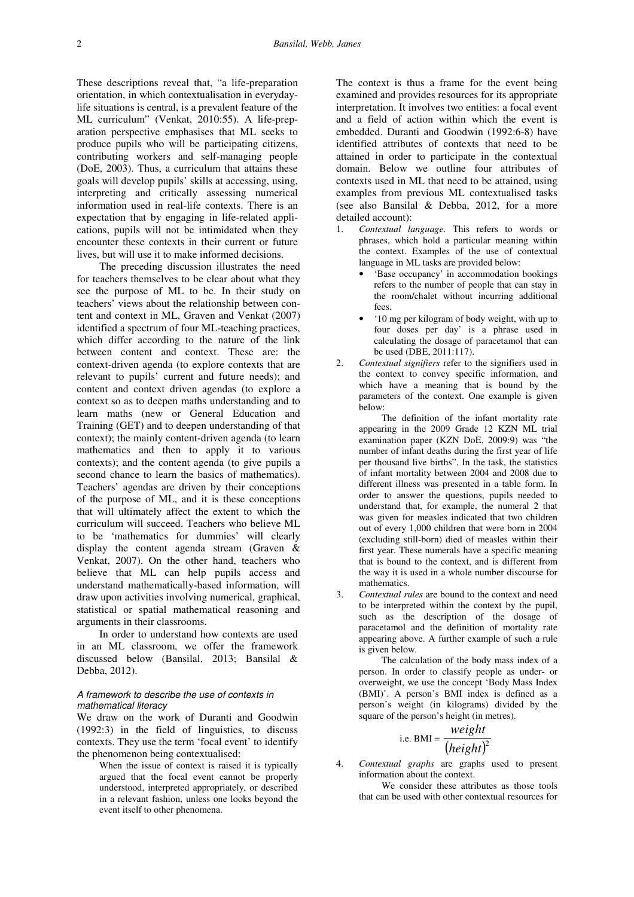These descriptions reveal that, "a life-preparation orientation, in which contextualisation in everyday-life situations is central, is a prevalent feature of the ML curriculum" (Venkat, 2010:55). A life-preparation perspective emphasises that ML seeks to produce pupils who will be participating citizens, contributing workers and self-managing people (DoE, 2003). Thus, a curriculum that attains these goals will develop pupils' skills at accessing, using, interpreting and critically assessing numerical information used in real-life contexts. There is an expectation that by engaging in life-related applications, pupils will not be intimidated when they encounter these contexts in their current or future lives, but will use it to make informed decisions.

The preceding discussion illustrates the need for teachers themselves to be clear about what they see the purpose of ML to be. In their study on teachers' views about the relationship between content and context in ML, Graven and Venkat (2007) identified a spectrum of four ML-teaching practices, which differ according to the nature of the link between content and context. These are: the context-driven agenda (to explore contexts that are relevant to pupils' current and future needs); and content and context driven agendas (to explore a context so as to deepen maths understanding and to learn maths (new or General Education and Training (GET) and to deepen understanding of that context); the mainly content-driven agenda (to learn mathematics and then to apply it to various contexts); and the content agenda (to give pupils a second chance to learn the basics of mathematics). Teachers' agendas are driven by their conceptions of the purpose of ML, and it is these conceptions that will ultimately affect the extent to which the curriculum will succeed. Teachers who believe ML to be 'mathematics for dummies' will clearly display the content agenda stream (Graven & Venkat, 2007). On the other hand, teachers who believe that ML can help pupils access and understand mathematically-based information, will draw upon activities involving numerical, graphical, statistical or spatial mathematical reasoning and arguments in their classrooms.

In order to understand how contexts are used in an ML classroom, we offer the framework discussed below (Bansilal, 2013; Bansilal & Debba, 2012).

### *A framework to describe the use of contexts in mathematical literacy*

We draw on the work of Duranti and Goodwin (1992:3) in the field of linguistics, to discuss contexts. They use the term 'focal event' to identify the phenomenon being contextualised:

> When the issue of context is raised it is typically argued that the focal event cannot be properly understood, interpreted appropriately, or described in a relevant fashion, unless one looks beyond the event itself to other phenomena.

The context is thus a frame for the event being examined and provides resources for its appropriate interpretation. It involves two entities: a focal event and a field of action within which the event is embedded. Duranti and Goodwin (1992:6-8) have identified attributes of contexts that need to be attained in order to participate in the contextual domain. Below we outline four attributes of contexts used in ML that need to be attained, using examples from previous ML contextualised tasks (see also Bansilal & Debba, 2012, for a more detailed account):

1. *Contextual language.* This refers to words or phrases, which hold a particular meaning within the context. Examples of the use of contextual language in ML tasks are provided below:
   - 'Base occupancy' in accommodation bookings refers to the number of people that can stay in the room/chalet without incurring additional fees.
   - '10 mg per kilogram of body weight, with up to four doses per day' is a phrase used in calculating the dosage of paracetamol that can be used (DBE, 2011:117).
2. *Contextual signifiers* refer to the signifiers used in the context to convey specific information, and which have a meaning that is bound by the parameters of the context. One example is given below:

   The definition of the infant mortality rate appearing in the 2009 Grade 12 KZN ML trial examination paper (KZN DoE, 2009:9) was "the number of infant deaths during the first year of life per thousand live births". In the task, the statistics of infant mortality between 2004 and 2008 due to different illness was presented in a table form. In order to answer the questions, pupils needed to understand that, for example, the numeral 2 that was given for measles indicated that two children out of every 1,000 children that were born in 2004 (excluding still-born) died of measles within their first year. These numerals have a specific meaning that is bound to the context, and is different from the way it is used in a whole number discourse for mathematics.
3. *Contextual rules* are bound to the context and need to be interpreted within the context by the pupil, such as the description of the dosage of paracetamol and the definition of mortality rate appearing above. A further example of such a rule is given below.

   The calculation of the body mass index of a person. In order to classify people as under- or overweight, we use the concept 'Body Mass Index (BMI)'. A person's BMI index is defined as a person's weight (in kilograms) divided by the square of the person's height (in metres).

   $$\text{i.e. BMI} = \frac{weight}{(height)^2}$$
4. *Contextual graphs* are graphs used to present information about the context.

We consider these attributes as those tools that can be used with other contextual resources for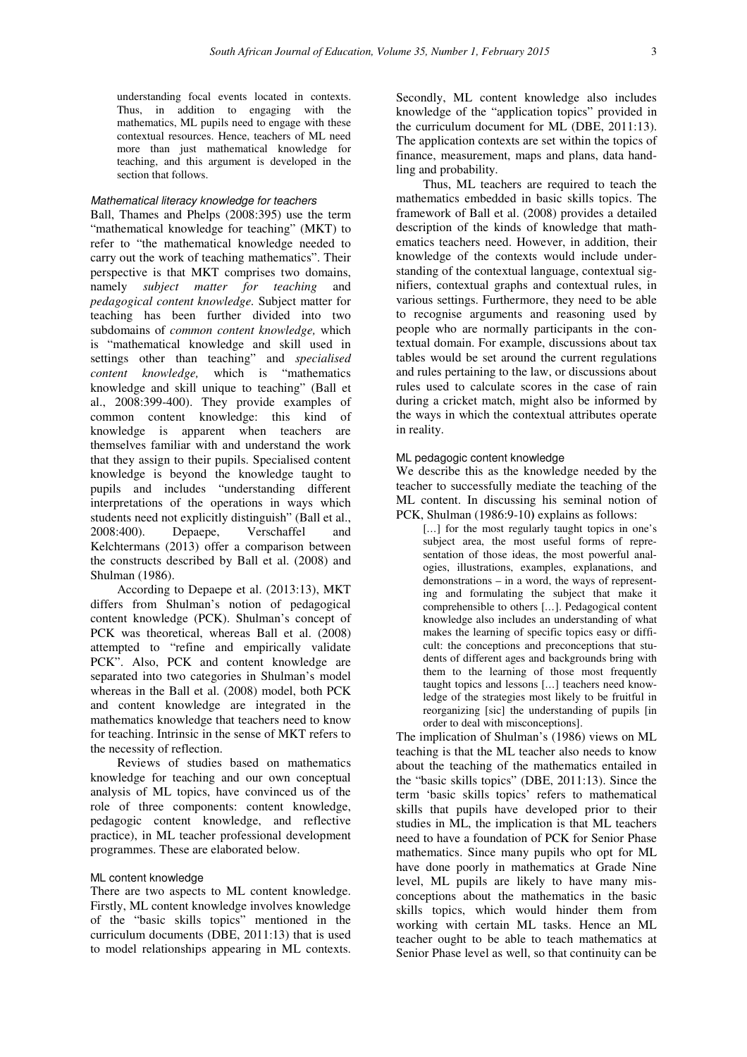understanding focal events located in contexts. Thus, in addition to engaging with the mathematics, ML pupils need to engage with these contextual resources. Hence, teachers of ML need more than just mathematical knowledge for teaching, and this argument is developed in the section that follows.

### *Mathematical literacy knowledge for teachers*

Ball, Thames and Phelps (2008:395) use the term "mathematical knowledge for teaching" (MKT) to refer to "the mathematical knowledge needed to carry out the work of teaching mathematics". Their perspective is that MKT comprises two domains, namely *subject matter for teaching* and *pedagogical content knowledge.* Subject matter for teaching has been further divided into two subdomains of *common content knowledge,* which is "mathematical knowledge and skill used in settings other than teaching" and *specialised content knowledge,* which is "mathematics knowledge and skill unique to teaching" (Ball et al., 2008:399-400). They provide examples of common content knowledge: this kind of knowledge is apparent when teachers are themselves familiar with and understand the work that they assign to their pupils. Specialised content knowledge is beyond the knowledge taught to pupils and includes "understanding different interpretations of the operations in ways which students need not explicitly distinguish" (Ball et al., 2008:400). Depaepe, Verschaffel and Kelchtermans (2013) offer a comparison between the constructs described by Ball et al. (2008) and Shulman (1986).

According to Depaepe et al. (2013:13), MKT differs from Shulman's notion of pedagogical content knowledge (PCK). Shulman's concept of PCK was theoretical, whereas Ball et al. (2008) attempted to "refine and empirically validate PCK". Also, PCK and content knowledge are separated into two categories in Shulman's model whereas in the Ball et al. (2008) model, both PCK and content knowledge are integrated in the mathematics knowledge that teachers need to know for teaching. Intrinsic in the sense of MKT refers to the necessity of reflection.

Reviews of studies based on mathematics knowledge for teaching and our own conceptual analysis of ML topics, have convinced us of the role of three components: content knowledge, pedagogic content knowledge, and reflective practice), in ML teacher professional development programmes. These are elaborated below.

#### ML content knowledge

There are two aspects to ML content knowledge. Firstly, ML content knowledge involves knowledge of the "basic skills topics" mentioned in the curriculum documents (DBE, 2011:13) that is used to model relationships appearing in ML contexts. Secondly, ML content knowledge also includes knowledge of the "application topics" provided in the curriculum document for ML (DBE, 2011:13). The application contexts are set within the topics of finance, measurement, maps and plans, data handling and probability.

Thus, ML teachers are required to teach the mathematics embedded in basic skills topics. The framework of Ball et al. (2008) provides a detailed description of the kinds of knowledge that mathematics teachers need. However, in addition, their knowledge of the contexts would include understanding of the contextual language, contextual signifiers, contextual graphs and contextual rules, in various settings. Furthermore, they need to be able to recognise arguments and reasoning used by people who are normally participants in the contextual domain. For example, discussions about tax tables would be set around the current regulations and rules pertaining to the law, or discussions about rules used to calculate scores in the case of rain during a cricket match, might also be informed by the ways in which the contextual attributes operate in reality.

#### ML pedagogic content knowledge

We describe this as the knowledge needed by the teacher to successfully mediate the teaching of the ML content. In discussing his seminal notion of PCK, Shulman (1986:9-10) explains as follows:

> [...] for the most regularly taught topics in one's subject area, the most useful forms of representation of those ideas, the most powerful analogies, illustrations, examples, explanations, and demonstrations – in a word, the ways of representing and formulating the subject that make it comprehensible to others [...]. Pedagogical content knowledge also includes an understanding of what makes the learning of specific topics easy or difficult: the conceptions and preconceptions that students of different ages and backgrounds bring with them to the learning of those most frequently taught topics and lessons [...] teachers need knowledge of the strategies most likely to be fruitful in reorganizing [sic] the understanding of pupils [in order to deal with misconceptions].

The implication of Shulman's (1986) views on ML teaching is that the ML teacher also needs to know about the teaching of the mathematics entailed in the "basic skills topics" (DBE, 2011:13). Since the term 'basic skills topics' refers to mathematical skills that pupils have developed prior to their studies in ML, the implication is that ML teachers need to have a foundation of PCK for Senior Phase mathematics. Since many pupils who opt for ML have done poorly in mathematics at Grade Nine level, ML pupils are likely to have many misconceptions about the mathematics in the basic skills topics, which would hinder them from working with certain ML tasks. Hence an ML teacher ought to be able to teach mathematics at Senior Phase level as well, so that continuity can be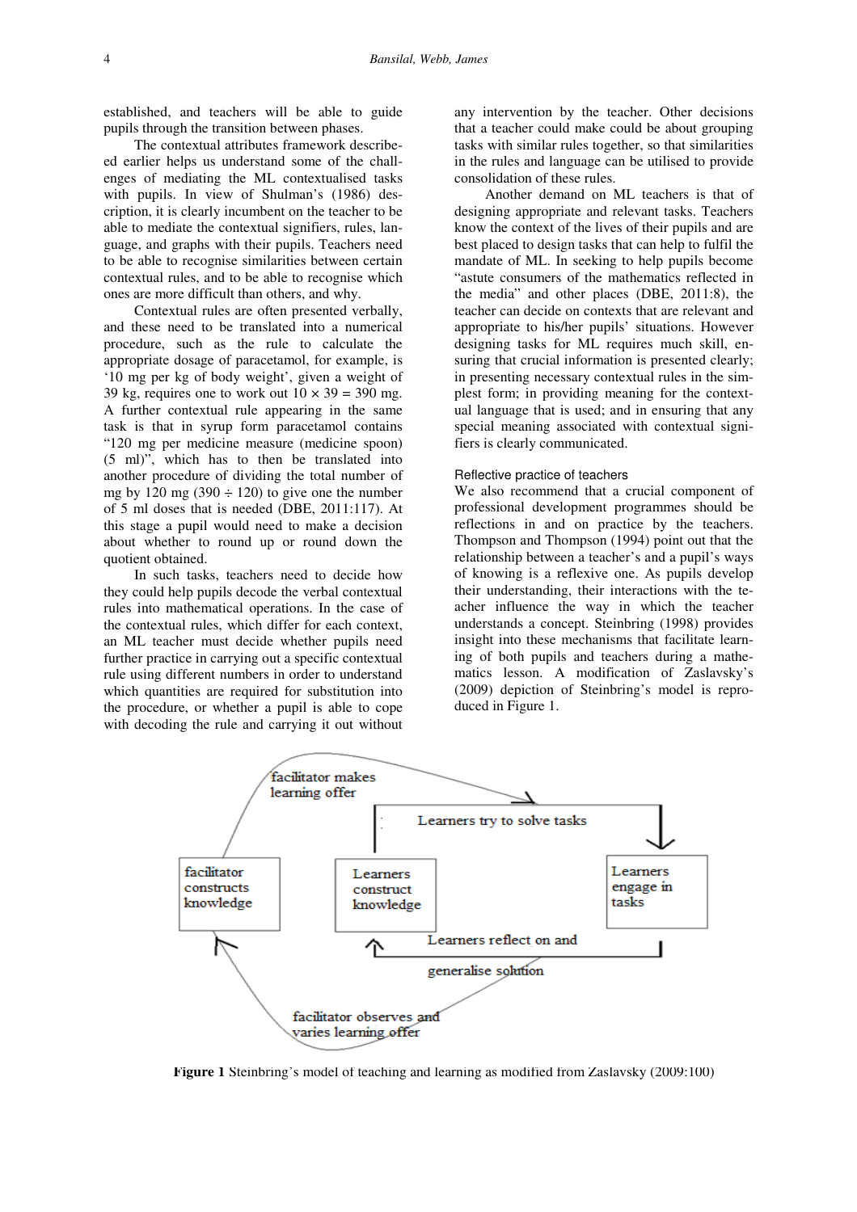established, and teachers will be able to guide pupils through the transition between phases.

The contextual attributes framework described earlier helps us understand some of the challenges of mediating the ML contextualised tasks with pupils. In view of Shulman's (1986) description, it is clearly incumbent on the teacher to be able to mediate the contextual signifiers, rules, language, and graphs with their pupils. Teachers need to be able to recognise similarities between certain contextual rules, and to be able to recognise which ones are more difficult than others, and why.

Contextual rules are often presented verbally, and these need to be translated into a numerical procedure, such as the rule to calculate the appropriate dosage of paracetamol, for example, is '10 mg per kg of body weight', given a weight of 39 kg, requires one to work out $10 \times 39 = 390$ mg. A further contextual rule appearing in the same task is that in syrup form paracetamol contains "120 mg per medicine measure (medicine spoon) (5 ml)", which has to then be translated into another procedure of dividing the total number of mg by 120 mg ($390 \div 120$) to give one the number of 5 ml doses that is needed (DBE, 2011:117). At this stage a pupil would need to make a decision about whether to round up or round down the quotient obtained.

In such tasks, teachers need to decide how they could help pupils decode the verbal contextual rules into mathematical operations. In the case of the contextual rules, which differ for each context, an ML teacher must decide whether pupils need further practice in carrying out a specific contextual rule using different numbers in order to understand which quantities are required for substitution into the procedure, or whether a pupil is able to cope with decoding the rule and carrying it out without any intervention by the teacher. Other decisions that a teacher could make could be about grouping tasks with similar rules together, so that similarities in the rules and language can be utilised to provide consolidation of these rules.

Another demand on ML teachers is that of designing appropriate and relevant tasks. Teachers know the context of the lives of their pupils and are best placed to design tasks that can help to fulfil the mandate of ML. In seeking to help pupils become "astute consumers of the mathematics reflected in the media" and other places (DBE, 2011:8), the teacher can decide on contexts that are relevant and appropriate to his/her pupils' situations. However designing tasks for ML requires much skill, ensuring that crucial information is presented clearly; in presenting necessary contextual rules in the simplest form; in providing meaning for the contextual language that is used; and in ensuring that any special meaning associated with contextual signifiers is clearly communicated.

### Reflective practice of teachers

We also recommend that a crucial component of professional development programmes should be reflections in and on practice by the teachers. Thompson and Thompson (1994) point out that the relationship between a teacher's and a pupil's ways of knowing is a reflexive one. As pupils develop their understanding, their interactions with the teacher influence the way in which the teacher understands a concept. Steinbring (1998) provides insight into these mechanisms that facilitate learning of both pupils and teachers during a mathematics lesson. A modification of Zaslavsky's (2009) depiction of Steinbring's model is reproduced in Figure 1.

facilitator makes learning offer

Learners try to solve tasks

facilitator constructs knowledge

Learners construct knowledge

Learners engage in tasks

Learners reflect on and generalise solution

facilitator observes and varies learning offer

**Figure 1** Steinbring's model of teaching and learning as modified from Zaslavsky (2009:100)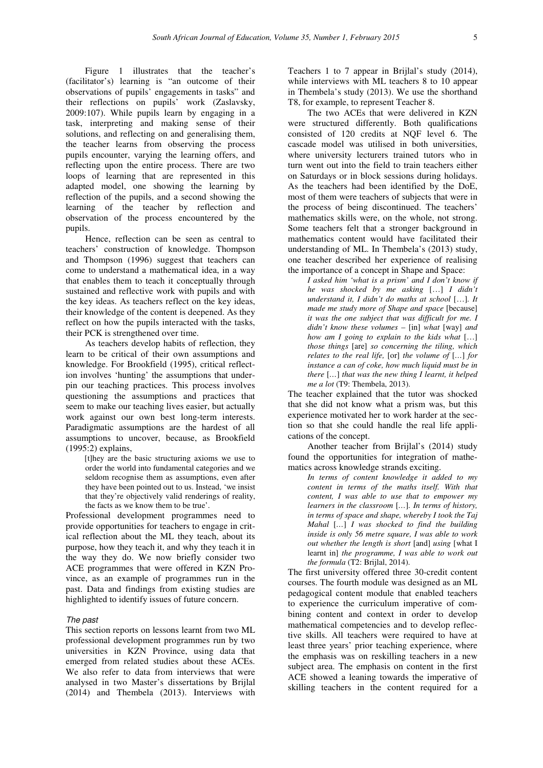Figure 1 illustrates that the teacher's (facilitator's) learning is "an outcome of their observations of pupils' engagements in tasks" and their reflections on pupils' work (Zaslavsky, 2009:107). While pupils learn by engaging in a task, interpreting and making sense of their solutions, and reflecting on and generalising them, the teacher learns from observing the process pupils encounter, varying the learning offers, and reflecting upon the entire process. There are two loops of learning that are represented in this adapted model, one showing the learning by reflection of the pupils, and a second showing the learning of the teacher by reflection and observation of the process encountered by the pupils.

Hence, reflection can be seen as central to teachers' construction of knowledge. Thompson and Thompson (1996) suggest that teachers can come to understand a mathematical idea, in a way that enables them to teach it conceptually through sustained and reflective work with pupils and with the key ideas. As teachers reflect on the key ideas, their knowledge of the content is deepened. As they reflect on how the pupils interacted with the tasks, their PCK is strengthened over time.

As teachers develop habits of reflection, they learn to be critical of their own assumptions and knowledge. For Brookfield (1995), critical reflection involves 'hunting' the assumptions that underpin our teaching practices. This process involves questioning the assumptions and practices that seem to make our teaching lives easier, but actually work against our own best long-term interests. Paradigmatic assumptions are the hardest of all assumptions to uncover, because, as Brookfield (1995:2) explains,

> [t]hey are the basic structuring axioms we use to order the world into fundamental categories and we seldom recognise them as assumptions, even after they have been pointed out to us. Instead, 'we insist that they're objectively valid renderings of reality, the facts as we know them to be true'.

Professional development programmes need to provide opportunities for teachers to engage in critical reflection about the ML they teach, about its purpose, how they teach it, and why they teach it in the way they do. We now briefly consider two ACE programmes that were offered in KZN Province, as an example of programmes run in the past. Data and findings from existing studies are highlighted to identify issues of future concern.

### *The past*

This section reports on lessons learnt from two ML professional development programmes run by two universities in KZN Province, using data that emerged from related studies about these ACEs. We also refer to data from interviews that were analysed in two Master's dissertations by Brijlal (2014) and Thembela (2013). Interviews with Teachers 1 to 7 appear in Brijlal's study (2014), while interviews with ML teachers 8 to 10 appear in Thembela's study (2013). We use the shorthand T8, for example, to represent Teacher 8.

The two ACEs that were delivered in KZN were structured differently. Both qualifications consisted of 120 credits at NQF level 6. The cascade model was utilised in both universities, where university lecturers trained tutors who in turn went out into the field to train teachers either on Saturdays or in block sessions during holidays. As the teachers had been identified by the DoE, most of them were teachers of subjects that were in the process of being discontinued. The teachers' mathematics skills were, on the whole, not strong. Some teachers felt that a stronger background in mathematics content would have facilitated their understanding of ML. In Thembela's (2013) study, one teacher described her experience of realising the importance of a concept in Shape and Space:

> *I asked him 'what is a prism' and I don't know if he was shocked by me asking* […] *I didn't understand it, I didn't do maths at school* […]. *It made me study more of Shape and space* [because] *it was the one subject that was difficult for me. I didn't know these volumes* – [in] *what* [way] *and how am I going to explain to the kids what* […] *those things* [are] *so concerning the tiling, which relates to the real life,* [or] *the volume of* […] *for instance a can of coke, how much liquid must be in there* […] *that was the new thing I learnt, it helped me a lot* (T9: Thembela, 2013).

The teacher explained that the tutor was shocked that she did not know what a prism was, but this experience motivated her to work harder at the section so that she could handle the real life applications of the concept.

Another teacher from Brijlal's (2014) study found the opportunities for integration of mathematics across knowledge strands exciting.

> *In terms of content knowledge it added to my content in terms of the maths itself. With that content, I was able to use that to empower my learners in the classroom* […]. *In terms of history, in terms of space and shape, whereby I took the Taj Mahal* […] *I was shocked to find the building inside is only 56 metre square, I was able to work out whether the length is short* [and] *using* [what I learnt in] *the programme, I was able to work out the formula* (T2: Brijlal, 2014).

The first university offered three 30-credit content courses. The fourth module was designed as an ML pedagogical content module that enabled teachers to experience the curriculum imperative of combining content and context in order to develop mathematical competencies and to develop reflective skills. All teachers were required to have at least three years' prior teaching experience, where the emphasis was on reskilling teachers in a new subject area. The emphasis on content in the first ACE showed a leaning towards the imperative of skilling teachers in the content required for a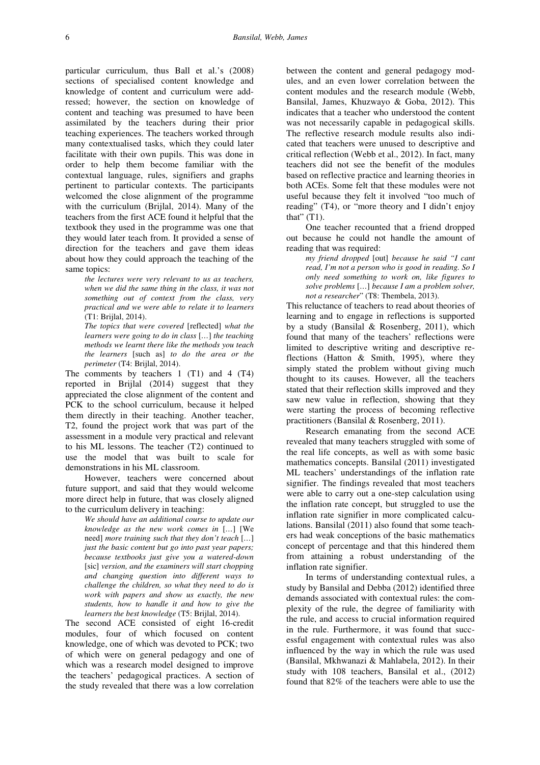particular curriculum, thus Ball et al.'s (2008) sections of specialised content knowledge and knowledge of content and curriculum were addressed; however, the section on knowledge of content and teaching was presumed to have been assimilated by the teachers during their prior teaching experiences. The teachers worked through many contextualised tasks, which they could later facilitate with their own pupils. This was done in order to help them become familiar with the contextual language, rules, signifiers and graphs pertinent to particular contexts. The participants welcomed the close alignment of the programme with the curriculum (Brijlal, 2014). Many of the teachers from the first ACE found it helpful that the textbook they used in the programme was one that they would later teach from. It provided a sense of direction for the teachers and gave them ideas about how they could approach the teaching of the same topics:

> *the lectures were very relevant to us as teachers, when we did the same thing in the class, it was not something out of context from the class, very practical and we were able to relate it to learners* (T1: Brijlal, 2014).

> *The topics that were covered* [reflected] *what the learners were going to do in class* […] *the teaching methods we learnt there like the methods you teach the learners* [such as] *to do the area or the perimeter* (T4: Brijlal, 2014).

The comments by teachers 1 (T1) and 4 (T4) reported in Brijlal (2014) suggest that they appreciated the close alignment of the content and PCK to the school curriculum, because it helped them directly in their teaching. Another teacher, T2, found the project work that was part of the assessment in a module very practical and relevant to his ML lessons. The teacher (T2) continued to use the model that was built to scale for demonstrations in his ML classroom.

However, teachers were concerned about future support, and said that they would welcome more direct help in future, that was closely aligned to the curriculum delivery in teaching:

> *We should have an additional course to update our knowledge as the new work comes in* […] [We need] *more training such that they don't teach* […] *just the basic content but go into past year papers; because textbooks just give you a watered-down* [sic] *version, and the examiners will start chopping and changing question into different ways to challenge the children, so what they need to do is work with papers and show us exactly, the new students, how to handle it and how to give the learners the best knowledge* (T5: Brijlal, 2014).

The second ACE consisted of eight 16-credit modules, four of which focused on content knowledge, one of which was devoted to PCK; two of which were on general pedagogy and one of which was a research model designed to improve the teachers' pedagogical practices. A section of the study revealed that there was a low correlation between the content and general pedagogy modules, and an even lower correlation between the content modules and the research module (Webb, Bansilal, James, Khuzwayo & Goba, 2012). This indicates that a teacher who understood the content was not necessarily capable in pedagogical skills. The reflective research module results also indicated that teachers were unused to descriptive and critical reflection (Webb et al., 2012). In fact, many teachers did not see the benefit of the modules based on reflective practice and learning theories in both ACEs. Some felt that these modules were not useful because they felt it involved "too much of reading" (T4), or "more theory and I didn't enjoy that" (T1).

One teacher recounted that a friend dropped out because he could not handle the amount of reading that was required:

> *my friend dropped* [out] *because he said "I cant read, I'm not a person who is good in reading. So I only need something to work on, like figures to solve problems* […] *because I am a problem solver, not a researcher*" (T8: Thembela, 2013).

This reluctance of teachers to read about theories of learning and to engage in reflections is supported by a study (Bansilal & Rosenberg, 2011), which found that many of the teachers' reflections were limited to descriptive writing and descriptive reflections (Hatton & Smith, 1995), where they simply stated the problem without giving much thought to its causes. However, all the teachers stated that their reflection skills improved and they saw new value in reflection, showing that they were starting the process of becoming reflective practitioners (Bansilal & Rosenberg, 2011).

Research emanating from the second ACE revealed that many teachers struggled with some of the real life concepts, as well as with some basic mathematics concepts. Bansilal (2011) investigated ML teachers' understandings of the inflation rate signifier. The findings revealed that most teachers were able to carry out a one-step calculation using the inflation rate concept, but struggled to use the inflation rate signifier in more complicated calculations. Bansilal (2011) also found that some teachers had weak conceptions of the basic mathematics concept of percentage and that this hindered them from attaining a robust understanding of the inflation rate signifier.

In terms of understanding contextual rules, a study by Bansilal and Debba (2012) identified three demands associated with contextual rules: the complexity of the rule, the degree of familiarity with the rule, and access to crucial information required in the rule. Furthermore, it was found that successful engagement with contextual rules was also influenced by the way in which the rule was used (Bansilal, Mkhwanazi & Mahlabela, 2012). In their study with 108 teachers, Bansilal et al., (2012) found that 82% of the teachers were able to use the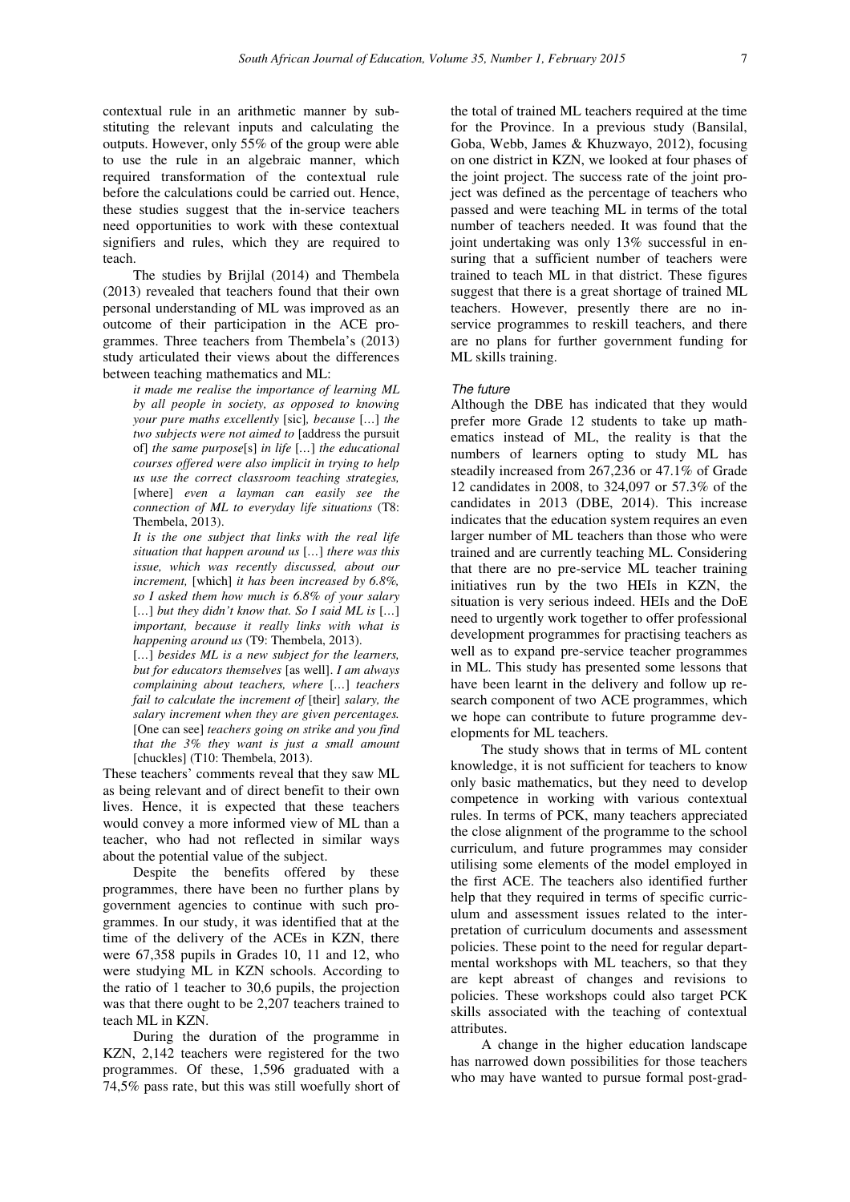contextual rule in an arithmetic manner by substituting the relevant inputs and calculating the outputs. However, only 55% of the group were able to use the rule in an algebraic manner, which required transformation of the contextual rule before the calculations could be carried out. Hence, these studies suggest that the in-service teachers need opportunities to work with these contextual signifiers and rules, which they are required to teach.

The studies by Brijlal (2014) and Thembela (2013) revealed that teachers found that their own personal understanding of ML was improved as an outcome of their participation in the ACE programmes. Three teachers from Thembela's (2013) study articulated their views about the differences between teaching mathematics and ML:

> *it made me realise the importance of learning ML by all people in society, as opposed to knowing your pure maths excellently* [sic]*, because* […] *the two subjects were not aimed to* [address the pursuit of] *the same purpose*[s] *in life* […] *the educational courses offered were also implicit in trying to help us use the correct classroom teaching strategies,* [where] *even a layman can easily see the connection of ML to everyday life situations* (T8: Thembela, 2013).
>
> *It is the one subject that links with the real life situation that happen around us* […] *there was this issue, which was recently discussed, about our increment,* [which] *it has been increased by 6.8%, so I asked them how much is 6.8% of your salary* […] *but they didn't know that. So I said ML is* […] *important, because it really links with what is happening around us* (T9: Thembela, 2013).
>
> […] *besides ML is a new subject for the learners, but for educators themselves* [as well]. *I am always complaining about teachers, where* […] *teachers fail to calculate the increment of* [their] *salary, the salary increment when they are given percentages.* [One can see] *teachers going on strike and you find that the 3% they want is just a small amount* [chuckles] (T10: Thembela, 2013).

These teachers' comments reveal that they saw ML as being relevant and of direct benefit to their own lives. Hence, it is expected that these teachers would convey a more informed view of ML than a teacher, who had not reflected in similar ways about the potential value of the subject.

Despite the benefits offered by these programmes, there have been no further plans by government agencies to continue with such programmes. In our study, it was identified that at the time of the delivery of the ACEs in KZN, there were 67,358 pupils in Grades 10, 11 and 12, who were studying ML in KZN schools. According to the ratio of 1 teacher to 30,6 pupils, the projection was that there ought to be 2,207 teachers trained to teach ML in KZN.

During the duration of the programme in KZN, 2,142 teachers were registered for the two programmes. Of these, 1,596 graduated with a 74,5% pass rate, but this was still woefully short of the total of trained ML teachers required at the time for the Province. In a previous study (Bansilal, Goba, Webb, James & Khuzwayo, 2012), focusing on one district in KZN, we looked at four phases of the joint project. The success rate of the joint project was defined as the percentage of teachers who passed and were teaching ML in terms of the total number of teachers needed. It was found that the joint undertaking was only 13% successful in ensuring that a sufficient number of teachers were trained to teach ML in that district. These figures suggest that there is a great shortage of trained ML teachers. However, presently there are no in-service programmes to reskill teachers, and there are no plans for further government funding for ML skills training.

#### *The future*

Although the DBE has indicated that they would prefer more Grade 12 students to take up mathematics instead of ML, the reality is that the numbers of learners opting to study ML has steadily increased from 267,236 or 47.1% of Grade 12 candidates in 2008, to 324,097 or 57.3% of the candidates in 2013 (DBE, 2014). This increase indicates that the education system requires an even larger number of ML teachers than those who were trained and are currently teaching ML. Considering that there are no pre-service ML teacher training initiatives run by the two HEIs in KZN, the situation is very serious indeed. HEIs and the DoE need to urgently work together to offer professional development programmes for practising teachers as well as to expand pre-service teacher programmes in ML. This study has presented some lessons that have been learnt in the delivery and follow up research component of two ACE programmes, which we hope can contribute to future programme developments for ML teachers.

The study shows that in terms of ML content knowledge, it is not sufficient for teachers to know only basic mathematics, but they need to develop competence in working with various contextual rules. In terms of PCK, many teachers appreciated the close alignment of the programme to the school curriculum, and future programmes may consider utilising some elements of the model employed in the first ACE. The teachers also identified further help that they required in terms of specific curriculum and assessment issues related to the interpretation of curriculum documents and assessment policies. These point to the need for regular departmental workshops with ML teachers, so that they are kept abreast of changes and revisions to policies. These workshops could also target PCK skills associated with the teaching of contextual attributes.

A change in the higher education landscape has narrowed down possibilities for those teachers who may have wanted to pursue formal post-grad-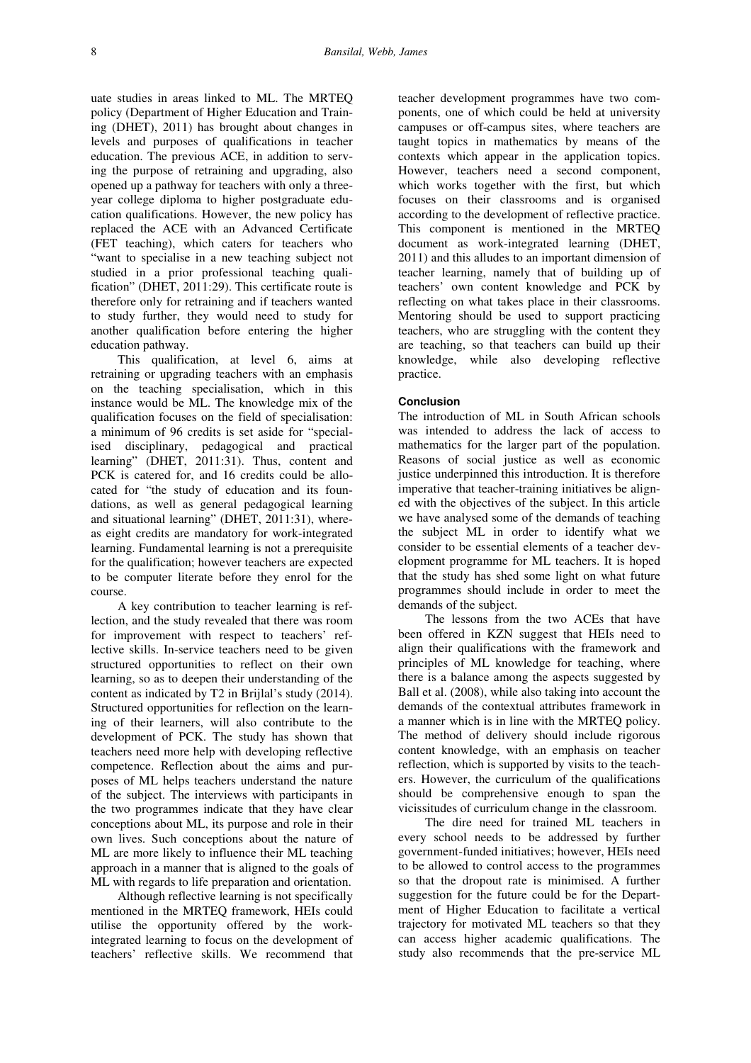uate studies in areas linked to ML. The MRTEQ policy (Department of Higher Education and Training (DHET), 2011) has brought about changes in levels and purposes of qualifications in teacher education. The previous ACE, in addition to serving the purpose of retraining and upgrading, also opened up a pathway for teachers with only a three-year college diploma to higher postgraduate education qualifications. However, the new policy has replaced the ACE with an Advanced Certificate (FET teaching), which caters for teachers who "want to specialise in a new teaching subject not studied in a prior professional teaching qualification" (DHET, 2011:29). This certificate route is therefore only for retraining and if teachers wanted to study further, they would need to study for another qualification before entering the higher education pathway.

This qualification, at level 6, aims at retraining or upgrading teachers with an emphasis on the teaching specialisation, which in this instance would be ML. The knowledge mix of the qualification focuses on the field of specialisation: a minimum of 96 credits is set aside for "specialised disciplinary, pedagogical and practical learning" (DHET, 2011:31). Thus, content and PCK is catered for, and 16 credits could be allocated for "the study of education and its foundations, as well as general pedagogical learning and situational learning" (DHET, 2011:31), whereas eight credits are mandatory for work-integrated learning. Fundamental learning is not a prerequisite for the qualification; however teachers are expected to be computer literate before they enrol for the course.

A key contribution to teacher learning is reflection, and the study revealed that there was room for improvement with respect to teachers' reflective skills. In-service teachers need to be given structured opportunities to reflect on their own learning, so as to deepen their understanding of the content as indicated by T2 in Brijlal's study (2014). Structured opportunities for reflection on the learning of their learners, will also contribute to the development of PCK. The study has shown that teachers need more help with developing reflective competence. Reflection about the aims and purposes of ML helps teachers understand the nature of the subject. The interviews with participants in the two programmes indicate that they have clear conceptions about ML, its purpose and role in their own lives. Such conceptions about the nature of ML are more likely to influence their ML teaching approach in a manner that is aligned to the goals of ML with regards to life preparation and orientation.

Although reflective learning is not specifically mentioned in the MRTEQ framework, HEIs could utilise the opportunity offered by the work-integrated learning to focus on the development of teachers' reflective skills. We recommend that teacher development programmes have two components, one of which could be held at university campuses or off-campus sites, where teachers are taught topics in mathematics by means of the contexts which appear in the application topics. However, teachers need a second component, which works together with the first, but which focuses on their classrooms and is organised according to the development of reflective practice. This component is mentioned in the MRTEQ document as work-integrated learning (DHET, 2011) and this alludes to an important dimension of teacher learning, namely that of building up of teachers' own content knowledge and PCK by reflecting on what takes place in their classrooms. Mentoring should be used to support practicing teachers, who are struggling with the content they are teaching, so that teachers can build up their knowledge, while also developing reflective practice.

## Conclusion

The introduction of ML in South African schools was intended to address the lack of access to mathematics for the larger part of the population. Reasons of social justice as well as economic justice underpinned this introduction. It is therefore imperative that teacher-training initiatives be aligned with the objectives of the subject. In this article we have analysed some of the demands of teaching the subject ML in order to identify what we consider to be essential elements of a teacher development programme for ML teachers. It is hoped that the study has shed some light on what future programmes should include in order to meet the demands of the subject.

The lessons from the two ACEs that have been offered in KZN suggest that HEIs need to align their qualifications with the framework and principles of ML knowledge for teaching, where there is a balance among the aspects suggested by Ball et al. (2008), while also taking into account the demands of the contextual attributes framework in a manner which is in line with the MRTEQ policy. The method of delivery should include rigorous content knowledge, with an emphasis on teacher reflection, which is supported by visits to the teachers. However, the curriculum of the qualifications should be comprehensive enough to span the vicissitudes of curriculum change in the classroom.

The dire need for trained ML teachers in every school needs to be addressed by further government-funded initiatives; however, HEIs need to be allowed to control access to the programmes so that the dropout rate is minimised. A further suggestion for the future could be for the Department of Higher Education to facilitate a vertical trajectory for motivated ML teachers so that they can access higher academic qualifications. The study also recommends that the pre-service ML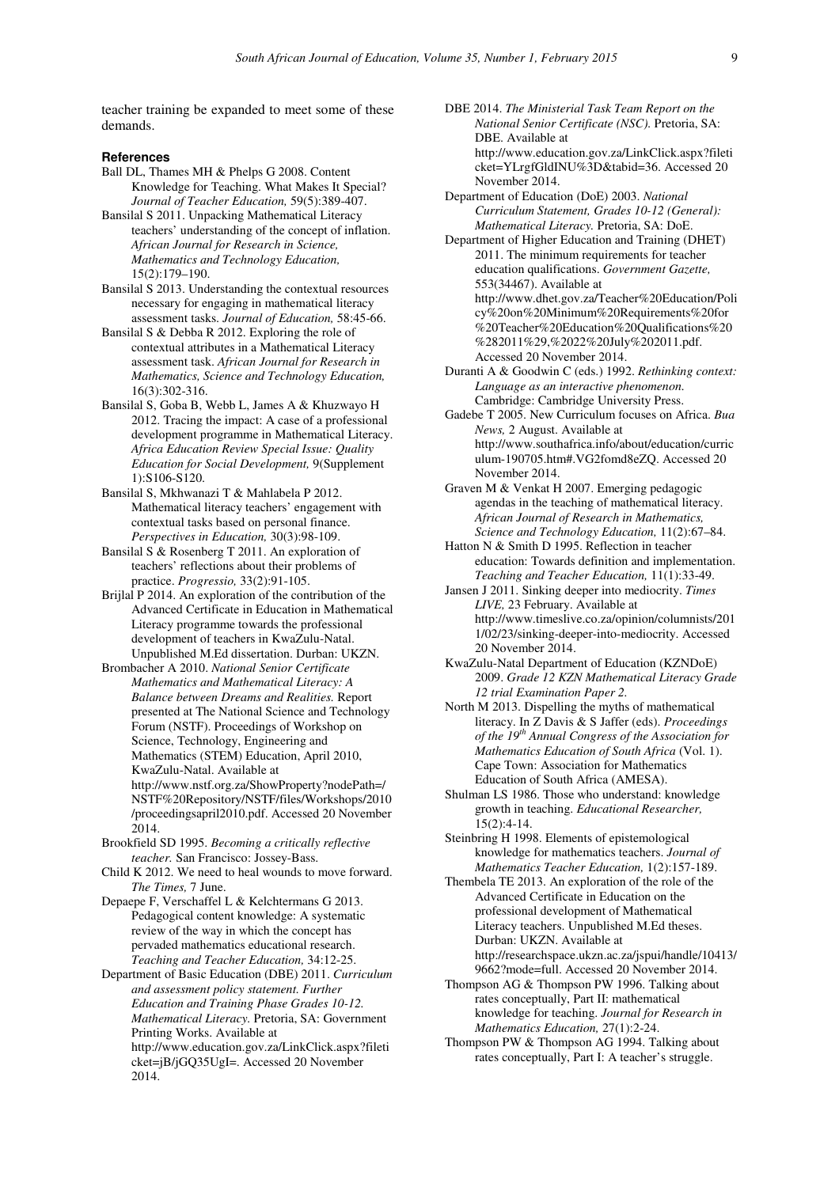teacher training be expanded to meet some of these demands.

## References

Ball DL, Thames MH & Phelps G 2008. Content Knowledge for Teaching. What Makes It Special? *Journal of Teacher Education,* 59(5):389-407.

Bansilal S 2011. Unpacking Mathematical Literacy teachers' understanding of the concept of inflation. *African Journal for Research in Science, Mathematics and Technology Education,* 15(2):179–190.

Bansilal S 2013. Understanding the contextual resources necessary for engaging in mathematical literacy assessment tasks. *Journal of Education,* 58:45-66.

Bansilal S & Debba R 2012. Exploring the role of contextual attributes in a Mathematical Literacy assessment task. *African Journal for Research in Mathematics, Science and Technology Education,* 16(3):302-316.

Bansilal S, Goba B, Webb L, James A & Khuzwayo H 2012. Tracing the impact: A case of a professional development programme in Mathematical Literacy. *Africa Education Review Special Issue: Quality Education for Social Development,* 9(Supplement 1):S106-S120.

Bansilal S, Mkhwanazi T & Mahlabela P 2012. Mathematical literacy teachers' engagement with contextual tasks based on personal finance. *Perspectives in Education,* 30(3):98-109.

Bansilal S & Rosenberg T 2011. An exploration of teachers' reflections about their problems of practice. *Progressio,* 33(2):91-105.

Brijlal P 2014. An exploration of the contribution of the Advanced Certificate in Education in Mathematical Literacy programme towards the professional development of teachers in KwaZulu-Natal. Unpublished M.Ed dissertation. Durban: UKZN.

Brombacher A 2010. *National Senior Certificate Mathematics and Mathematical Literacy: A Balance between Dreams and Realities.* Report presented at The National Science and Technology Forum (NSTF). Proceedings of Workshop on Science, Technology, Engineering and Mathematics (STEM) Education, April 2010, KwaZulu-Natal. Available at http://www.nstf.org.za/ShowProperty?nodePath=/NSTF%20Repository/NSTF/files/Workshops/2010/proceedingsapril2010.pdf. Accessed 20 November 2014.

Brookfield SD 1995. *Becoming a critically reflective teacher.* San Francisco: Jossey-Bass.

Child K 2012. We need to heal wounds to move forward. *The Times,* 7 June.

Depaepe F, Verschaffel L & Kelchtermans G 2013. Pedagogical content knowledge: A systematic review of the way in which the concept has pervaded mathematics educational research. *Teaching and Teacher Education,* 34:12-25.

Department of Basic Education (DBE) 2011. *Curriculum and assessment policy statement. Further Education and Training Phase Grades 10-12. Mathematical Literacy.* Pretoria, SA: Government Printing Works. Available at http://www.education.gov.za/LinkClick.aspx?fileticket=jB/jGQ35UgI=. Accessed 20 November 2014.

DBE 2014. *The Ministerial Task Team Report on the National Senior Certificate (NSC).* Pretoria, SA: DBE. Available at http://www.education.gov.za/LinkClick.aspx?fileticket=YLrgfGldINU%3D&tabid=36. Accessed 20 November 2014.

Department of Education (DoE) 2003. *National Curriculum Statement, Grades 10-12 (General): Mathematical Literacy.* Pretoria, SA: DoE.

Department of Higher Education and Training (DHET) 2011. The minimum requirements for teacher education qualifications. *Government Gazette,* 553(34467). Available at http://www.dhet.gov.za/Teacher%20Education/Policy%20on%20Minimum%20Requirements%20for%20Teacher%20Education%20Qualifications%20%282011%29,%2022%20July%202011.pdf. Accessed 20 November 2014.

Duranti A & Goodwin C (eds.) 1992. *Rethinking context: Language as an interactive phenomenon.* Cambridge: Cambridge University Press.

Gadebe T 2005. New Curriculum focuses on Africa. *Bua News,* 2 August. Available at http://www.southafrica.info/about/education/curriculum-190705.htm#.VG2fomd8eZQ. Accessed 20 November 2014.

Graven M & Venkat H 2007. Emerging pedagogic agendas in the teaching of mathematical literacy. *African Journal of Research in Mathematics, Science and Technology Education,* 11(2):67–84.

Hatton N & Smith D 1995. Reflection in teacher education: Towards definition and implementation. *Teaching and Teacher Education,* 11(1):33-49.

Jansen J 2011. Sinking deeper into mediocrity. *Times LIVE,* 23 February. Available at http://www.timeslive.co.za/opinion/columnists/2011/02/23/sinking-deeper-into-mediocrity. Accessed 20 November 2014.

KwaZulu-Natal Department of Education (KZNDoE) 2009. *Grade 12 KZN Mathematical Literacy Grade 12 trial Examination Paper 2.*

North M 2013. Dispelling the myths of mathematical literacy. In Z Davis & S Jaffer (eds). *Proceedings of the 19th Annual Congress of the Association for Mathematics Education of South Africa* (Vol. 1). Cape Town: Association for Mathematics Education of South Africa (AMESA).

Shulman LS 1986. Those who understand: knowledge growth in teaching. *Educational Researcher,* 15(2):4-14.

Steinbring H 1998. Elements of epistemological knowledge for mathematics teachers. *Journal of Mathematics Teacher Education,* 1(2):157-189.

Thembela TE 2013. An exploration of the role of the Advanced Certificate in Education on the professional development of Mathematical Literacy teachers. Unpublished M.Ed theses. Durban: UKZN. Available at http://researchspace.ukzn.ac.za/jspui/handle/10413/9662?mode=full. Accessed 20 November 2014.

Thompson AG & Thompson PW 1996. Talking about rates conceptually, Part II: mathematical knowledge for teaching. *Journal for Research in Mathematics Education,* 27(1):2-24.

Thompson PW & Thompson AG 1994. Talking about rates conceptually, Part I: A teacher's struggle.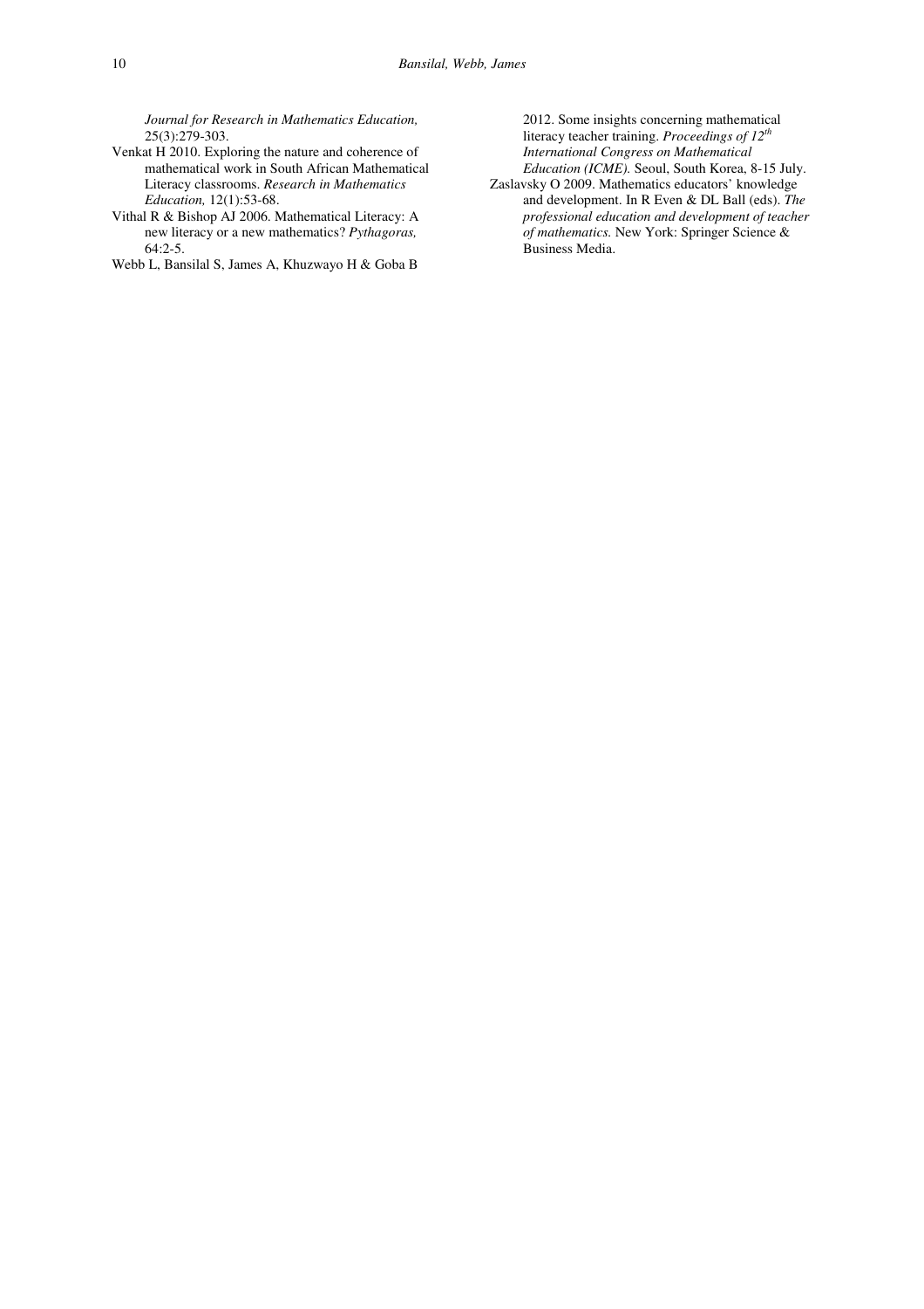*Journal for Research in Mathematics Education,* 25(3):279-303.

Venkat H 2010. Exploring the nature and coherence of mathematical work in South African Mathematical Literacy classrooms. *Research in Mathematics Education,* 12(1):53-68.

Vithal R & Bishop AJ 2006. Mathematical Literacy: A new literacy or a new mathematics? *Pythagoras,* 64:2-5.

Webb L, Bansilal S, James A, Khuzwayo H & Goba B 2012. Some insights concerning mathematical literacy teacher training. *Proceedings of 12th International Congress on Mathematical Education (ICME).* Seoul, South Korea, 8-15 July.

Zaslavsky O 2009. Mathematics educators' knowledge and development. In R Even & DL Ball (eds). *The professional education and development of teacher of mathematics.* New York: Springer Science & Business Media.